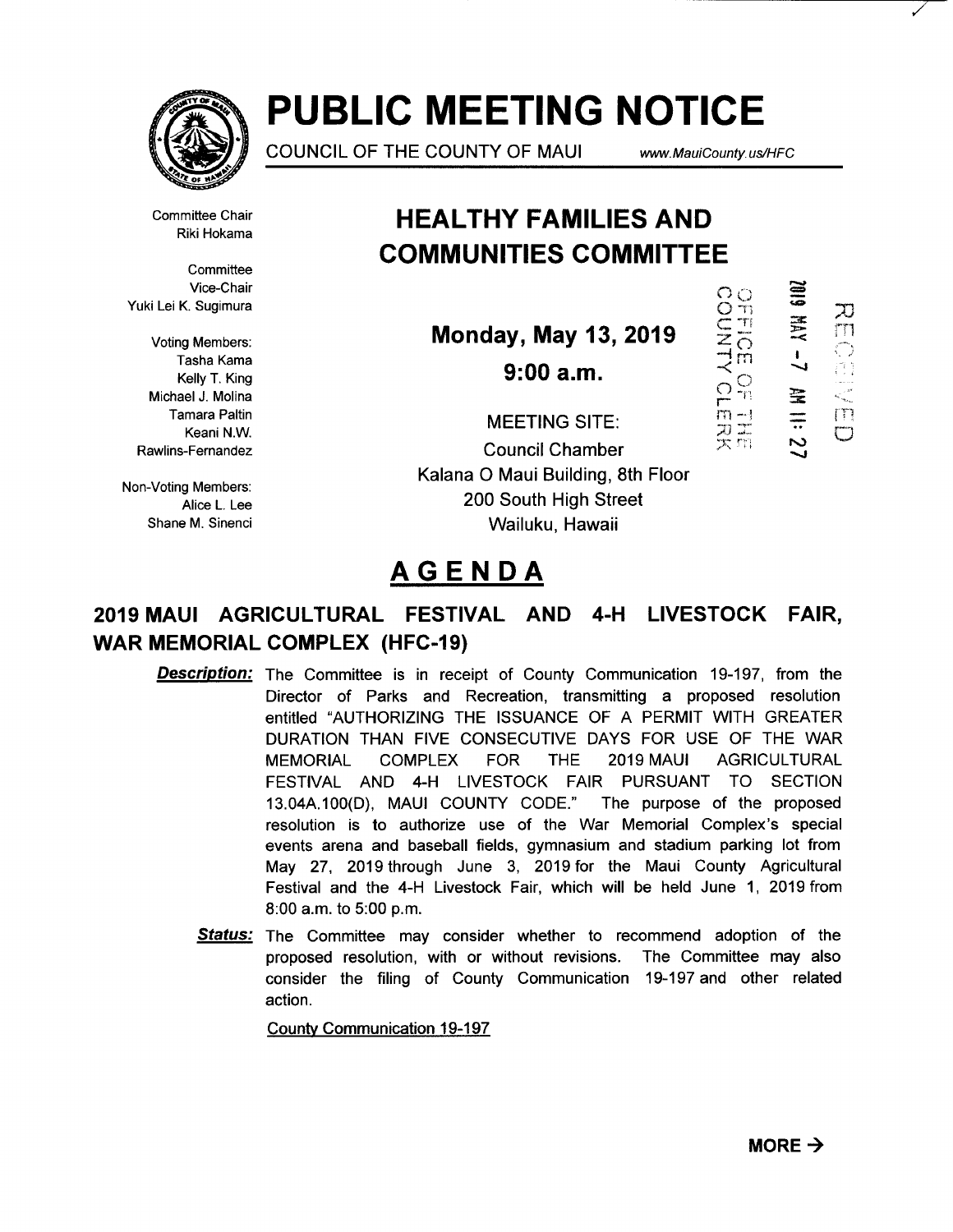# PUBLIC MEETING NOTICE

COUNCIL OF THE COUNTY OF MAUI www.MauiCounty.us/HFC

Committee Chair
Riki Hokama

Committee Vice-Chair
Yuki Lei K. Sugimura

Voting Members:
Tasha Kama
Kelly T. King
Michael J. Molina
Tamara Paltin
Keani N.W. Rawlins-Fernandez

Non-Voting Members:
Alice L. Lee
Shane M. Sinenci

## HEALTHY FAMILIES AND COMMUNITIES COMMITTEE

**Monday, May 13, 2019**

**9:00 a.m.**

MEETING SITE:
Council Chamber
Kalana O Maui Building, 8th Floor
200 South High Street
Wailuku, Hawaii

RECEIVED
2019 MAY -7 AM 11:27
OFFICE OF THE COUNTY CLERK

# AGENDA

### 2019 MAUI AGRICULTURAL FESTIVAL AND 4-H LIVESTOCK FAIR, WAR MEMORIAL COMPLEX (HFC-19)

***Description:*** The Committee is in receipt of County Communication 19-197, from the Director of Parks and Recreation, transmitting a proposed resolution entitled "AUTHORIZING THE ISSUANCE OF A PERMIT WITH GREATER DURATION THAN FIVE CONSECUTIVE DAYS FOR USE OF THE WAR MEMORIAL COMPLEX FOR THE 2019 MAUI AGRICULTURAL FESTIVAL AND 4-H LIVESTOCK FAIR PURSUANT TO SECTION 13.04A.100(D), MAUI COUNTY CODE." The purpose of the proposed resolution is to authorize use of the War Memorial Complex's special events arena and baseball fields, gymnasium and stadium parking lot from May 27, 2019 through June 3, 2019 for the Maui County Agricultural Festival and the 4-H Livestock Fair, which will be held June 1, 2019 from 8:00 a.m. to 5:00 p.m.

***Status:*** The Committee may consider whether to recommend adoption of the proposed resolution, with or without revisions. The Committee may also consider the filing of County Communication 19-197 and other related action.

County Communication 19-197

**MORE →**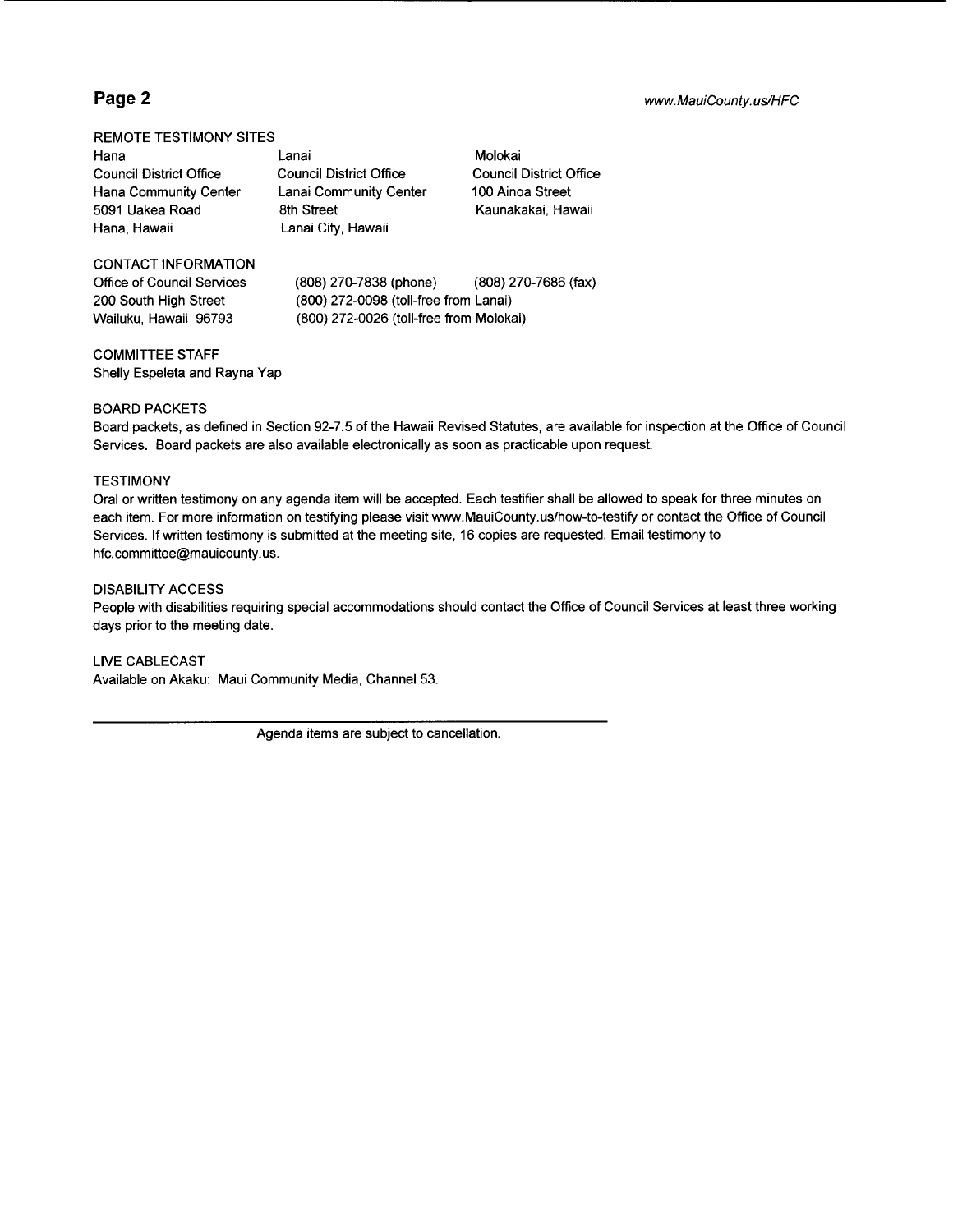## REMOTE TESTIMONY SITES

| Hana | Lanai | Molokai |
|---|---|---|
| Council District Office | Council District Office | Council District Office |
| Hana Community Center | Lanai Community Center | 100 Ainoa Street |
| 5091 Uakea Road | 8th Street | Kaunakakai, Hawaii |
| Hana, Hawaii | Lanai City, Hawaii | |

## CONTACT INFORMATION

Office of Council Services
200 South High Street
Wailuku, Hawaii 96793

(808) 270-7838 (phone)
(808) 270-7686 (fax)
(800) 272-0098 (toll-free from Lanai)
(800) 272-0026 (toll-free from Molokai)

## COMMITTEE STAFF

Shelly Espeleta and Rayna Yap

## BOARD PACKETS

Board packets, as defined in Section 92-7.5 of the Hawaii Revised Statutes, are available for inspection at the Office of Council Services. Board packets are also available electronically as soon as practicable upon request.

## TESTIMONY

Oral or written testimony on any agenda item will be accepted. Each testifier shall be allowed to speak for three minutes on each item. For more information on testifying please visit www.MauiCounty.us/how-to-testify or contact the Office of Council Services. If written testimony is submitted at the meeting site, 16 copies are requested. Email testimony to hfc.committee@mauicounty.us.

## DISABILITY ACCESS

People with disabilities requiring special accommodations should contact the Office of Council Services at least three working days prior to the meeting date.

## LIVE CABLECAST

Available on Akaku: Maui Community Media, Channel 53.

---

Agenda items are subject to cancellation.